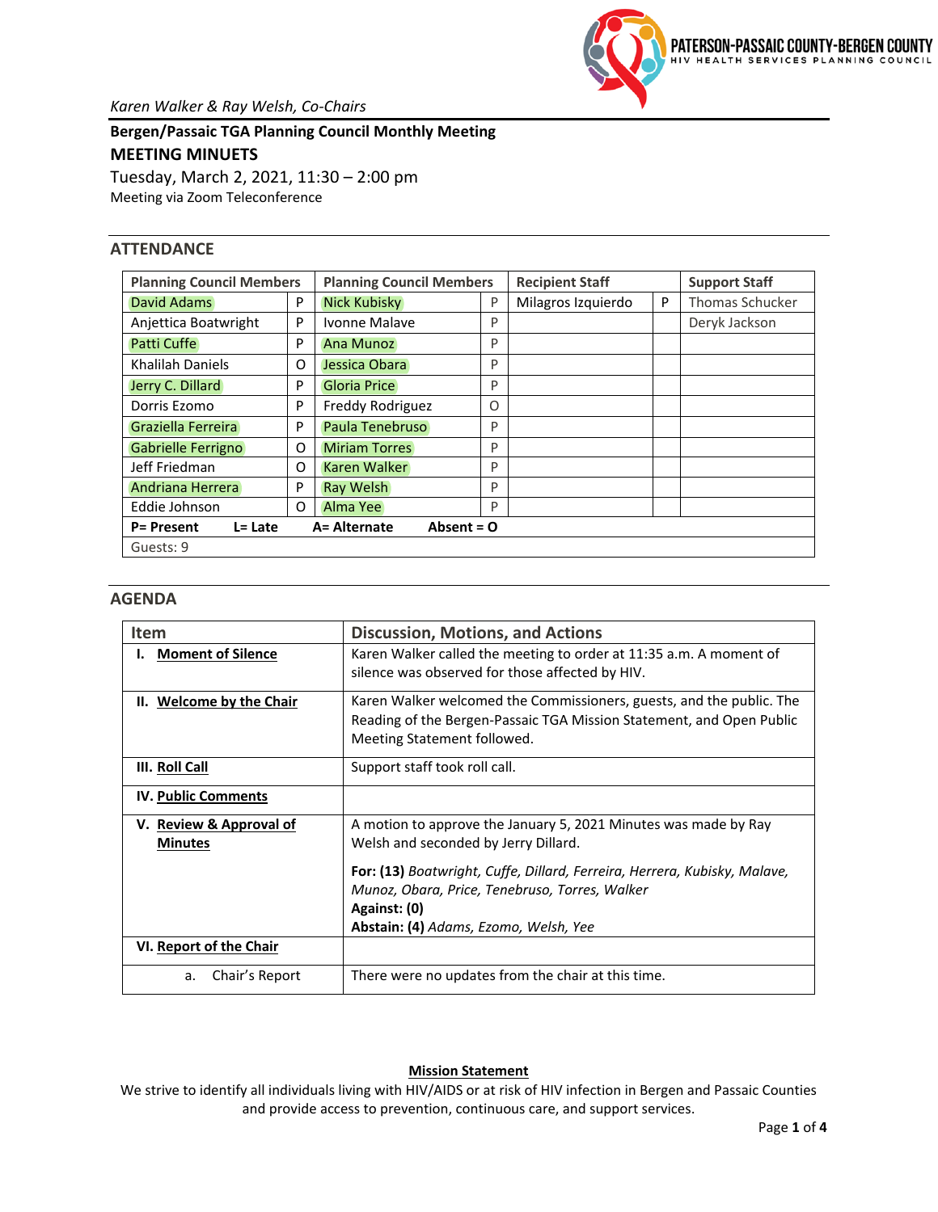PATERSON-PASSAIC COUNTY-BERGEN COUNTY
HIV HEALTH SERVICES PLANNING COUNCIL

*Karen Walker & Ray Welsh, Co-Chairs*

**Bergen/Passaic TGA Planning Council Monthly Meeting**

## MEETING MINUTES

Tuesday, March 2, 2021, 11:30 – 2:00 pm
Meeting via Zoom Teleconference

## ATTENDANCE

| Planning Council Members | | Planning Council Members | | Recipient Staff | | Support Staff |
|---|---|---|---|---|---|---|
| David Adams | P | Nick Kubisky | P | Milagros Izquierdo | P | Thomas Schucker |
| Anjettica Boatwright | P | Ivonne Malave | P | | | Deryk Jackson |
| Patti Cuffe | P | Ana Munoz | P | | | |
| Khalilah Daniels | O | Jessica Obara | P | | | |
| Jerry C. Dillard | P | Gloria Price | P | | | |
| Dorris Ezomo | P | Freddy Rodriguez | O | | | |
| Graziella Ferreira | P | Paula Tenebruso | P | | | |
| Gabrielle Ferrigno | O | Miriam Torres | P | | | |
| Jeff Friedman | O | Karen Walker | P | | | |
| Andriana Herrera | P | Ray Welsh | P | | | |
| Eddie Johnson | O | Alma Yee | P | | | |
| **P= Present** | **L= Late** | **A= Alternate** | **Absent = O** | | | |
| Guests: 9 | | | | | | |

## AGENDA

| Item | Discussion, Motions, and Actions |
|---|---|
| **I. Moment of Silence** | Karen Walker called the meeting to order at 11:35 a.m. A moment of silence was observed for those affected by HIV. |
| **II. Welcome by the Chair** | Karen Walker welcomed the Commissioners, guests, and the public. The Reading of the Bergen-Passaic TGA Mission Statement, and Open Public Meeting Statement followed. |
| **III. Roll Call** | Support staff took roll call. |
| **IV. Public Comments** | |
| **V. Review & Approval of Minutes** | A motion to approve the January 5, 2021 Minutes was made by Ray Welsh and seconded by Jerry Dillard.<br><br>**For: (13)** *Boatwright, Cuffe, Dillard, Ferreira, Herrera, Kubisky, Malave, Munoz, Obara, Price, Tenebruso, Torres, Walker*<br>**Against: (0)**<br>**Abstain: (4)** *Adams, Ezomo, Welsh, Yee* |
| **VI. Report of the Chair** | |
| a. Chair's Report | There were no updates from the chair at this time. |

**Mission Statement**

We strive to identify all individuals living with HIV/AIDS or at risk of HIV infection in Bergen and Passaic Counties and provide access to prevention, continuous care, and support services.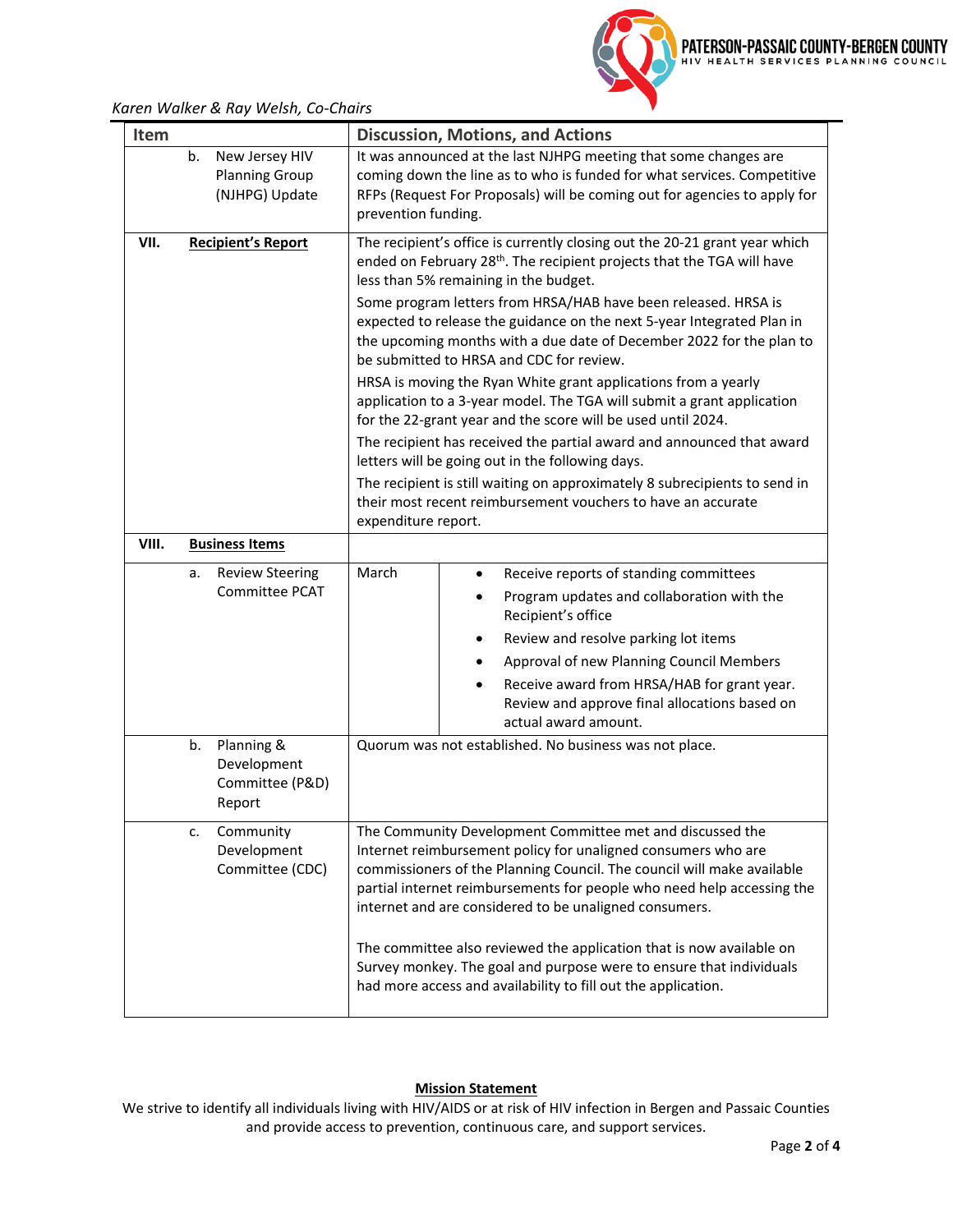*Karen Walker & Ray Welsh, Co-Chairs*

| Item | Discussion, Motions, and Actions |
|---|---|
| b. New Jersey HIV Planning Group (NJHPG) Update | It was announced at the last NJHPG meeting that some changes are coming down the line as to who is funded for what services. Competitive RFPs (Request For Proposals) will be coming out for agencies to apply for prevention funding. |
| **VII. Recipient's Report** | The recipient's office is currently closing out the 20-21 grant year which ended on February 28th. The recipient projects that the TGA will have less than 5% remaining in the budget.<br><br>Some program letters from HRSA/HAB have been released. HRSA is expected to release the guidance on the next 5-year Integrated Plan in the upcoming months with a due date of December 2022 for the plan to be submitted to HRSA and CDC for review.<br><br>HRSA is moving the Ryan White grant applications from a yearly application to a 3-year model. The TGA will submit a grant application for the 22-grant year and the score will be used until 2024.<br><br>The recipient has received the partial award and announced that award letters will be going out in the following days.<br><br>The recipient is still waiting on approximately 8 subrecipients to send in their most recent reimbursement vouchers to have an accurate expenditure report. |
| **VIII. Business Items** | |
| a. Review Steering Committee PCAT | March: <br>• Receive reports of standing committees<br>• Program updates and collaboration with the Recipient's office<br>• Review and resolve parking lot items<br>• Approval of new Planning Council Members<br>• Receive award from HRSA/HAB for grant year. Review and approve final allocations based on actual award amount. |
| b. Planning & Development Committee (P&D) Report | Quorum was not established. No business was not place. |
| c. Community Development Committee (CDC) | The Community Development Committee met and discussed the Internet reimbursement policy for unaligned consumers who are commissioners of the Planning Council. The council will make available partial internet reimbursements for people who need help accessing the internet and are considered to be unaligned consumers.<br><br>The committee also reviewed the application that is now available on Survey monkey. The goal and purpose were to ensure that individuals had more access and availability to fill out the application. |

**Mission Statement**

We strive to identify all individuals living with HIV/AIDS or at risk of HIV infection in Bergen and Passaic Counties and provide access to prevention, continuous care, and support services.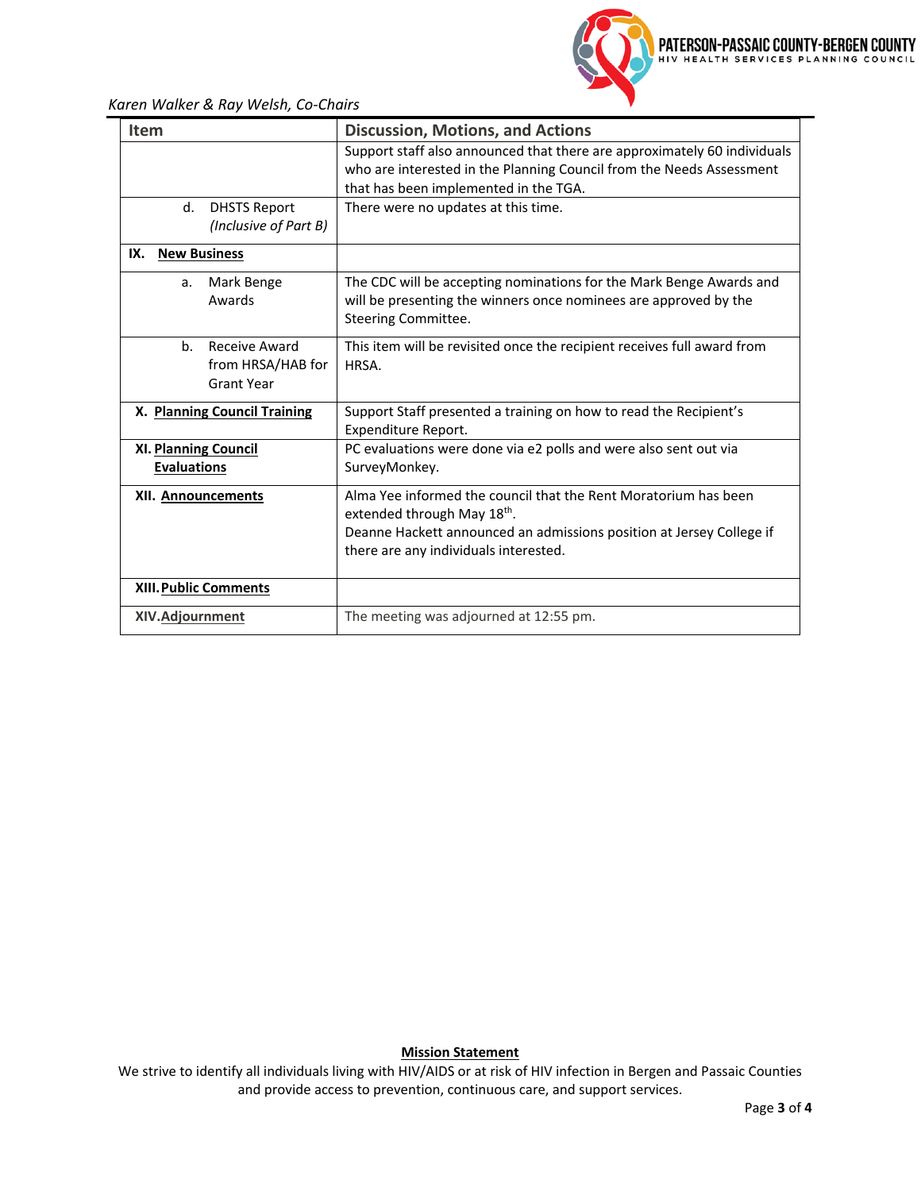*Karen Walker & Ray Welsh, Co-Chairs*

| Item | Discussion, Motions, and Actions |
|---|---|
| | Support staff also announced that there are approximately 60 individuals who are interested in the Planning Council from the Needs Assessment that has been implemented in the TGA. |
| d. DHSTS Report *(Inclusive of Part B)* | There were no updates at this time. |
| **IX. New Business** | |
| a. Mark Benge Awards | The CDC will be accepting nominations for the Mark Benge Awards and will be presenting the winners once nominees are approved by the Steering Committee. |
| b. Receive Award from HRSA/HAB for Grant Year | This item will be revisited once the recipient receives full award from HRSA. |
| **X. Planning Council Training** | Support Staff presented a training on how to read the Recipient's Expenditure Report. |
| **XI. Planning Council Evaluations** | PC evaluations were done via e2 polls and were also sent out via SurveyMonkey. |
| **XII. Announcements** | Alma Yee informed the council that the Rent Moratorium has been extended through May 18th. Deanne Hackett announced an admissions position at Jersey College if there are any individuals interested. |
| **XIII. Public Comments** | |
| **XIV. Adjournment** | The meeting was adjourned at 12:55 pm. |

**Mission Statement**

We strive to identify all individuals living with HIV/AIDS or at risk of HIV infection in Bergen and Passaic Counties and provide access to prevention, continuous care, and support services.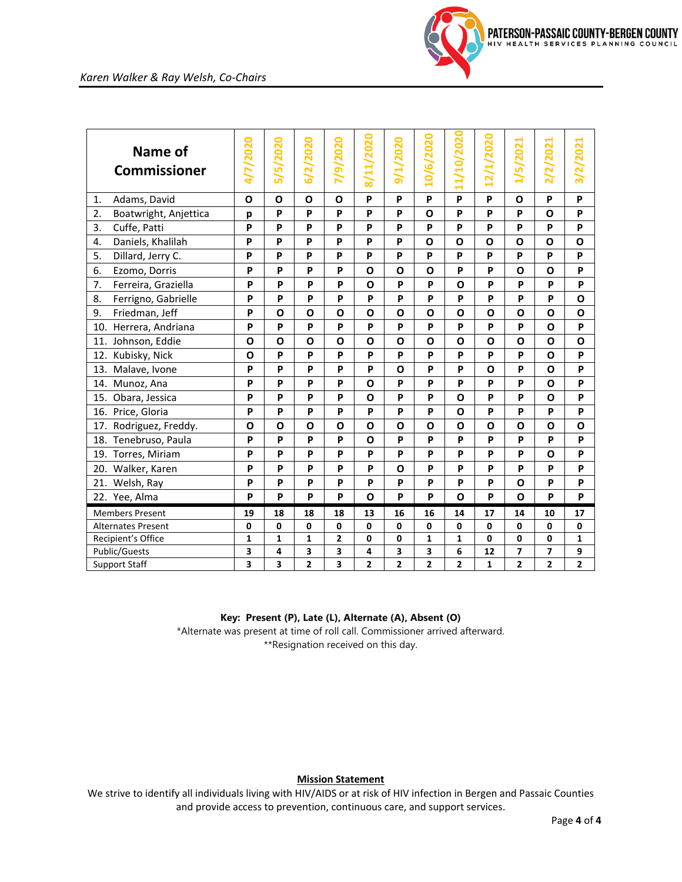*Karen Walker & Ray Welsh, Co-Chairs*

| Name of Commissioner | 4/7/2020 | 5/5/2020 | 6/2/2020 | 7/9/2020 | 8/11/2020 | 9/1/2020 | 10/6/2020 | 11/10/2020 | 12/1/2020 | 1/5/2021 | 2/2/2021 | 3/2/2021 |
|---|---|---|---|---|---|---|---|---|---|---|---|---|
| 1. Adams, David | O | O | O | O | P | P | P | P | P | O | P | P |
| 2. Boatwright, Anjettica | p | P | P | P | P | P | O | P | P | P | O | P |
| 3. Cuffe, Patti | P | P | P | P | P | P | P | P | P | P | P | P |
| 4. Daniels, Khalilah | P | P | P | P | P | P | O | O | O | O | O | O |
| 5. Dillard, Jerry C. | P | P | P | P | P | P | P | P | P | P | P | P |
| 6. Ezomo, Dorris | P | P | P | P | O | O | O | P | P | O | O | P |
| 7. Ferreira, Graziella | P | P | P | P | O | P | P | O | P | P | P | P |
| 8. Ferrigno, Gabrielle | P | P | P | P | P | P | P | P | P | P | P | O |
| 9. Friedman, Jeff | P | O | O | O | O | O | O | O | O | O | O | O |
| 10. Herrera, Andriana | P | P | P | P | P | P | P | P | P | P | O | P |
| 11. Johnson, Eddie | O | O | O | O | O | O | O | O | O | O | O | O |
| 12. Kubisky, Nick | O | P | P | P | P | P | P | P | P | P | O | P |
| 13. Malave, Ivone | P | P | P | P | P | O | P | P | O | P | O | P |
| 14. Munoz, Ana | P | P | P | P | O | P | P | P | P | P | O | P |
| 15. Obara, Jessica | P | P | P | P | O | P | P | O | P | P | O | P |
| 16. Price, Gloria | P | P | P | P | P | P | P | O | P | P | P | P |
| 17. Rodriguez, Freddy. | O | O | O | O | O | O | O | O | O | O | O | O |
| 18. Tenebruso, Paula | P | P | P | P | O | P | P | P | P | P | P | P |
| 19. Torres, Miriam | P | P | P | P | P | P | P | P | P | P | O | P |
| 20. Walker, Karen | P | P | P | P | P | O | P | P | P | P | P | P |
| 21. Welsh, Ray | P | P | P | P | P | P | P | P | P | O | P | P |
| 22. Yee, Alma | P | P | P | P | O | P | P | O | P | O | P | P |
| Members Present | 19 | 18 | 18 | 18 | 13 | 16 | 16 | 14 | 17 | 14 | 10 | 17 |
| Alternates Present | 0 | 0 | 0 | 0 | 0 | 0 | 0 | 0 | 0 | 0 | 0 | 0 |
| Recipient's Office | 1 | 1 | 1 | 2 | 0 | 0 | 1 | 1 | 0 | 0 | 0 | 1 |
| Public/Guests | 3 | 4 | 3 | 3 | 4 | 3 | 3 | 6 | 12 | 7 | 7 | 9 |
| Support Staff | 3 | 3 | 2 | 3 | 2 | 2 | 2 | 2 | 1 | 2 | 2 | 2 |

**Key: Present (P), Late (L), Alternate (A), Absent (O)**

*Alternate was present at time of roll call. Commissioner arrived afterward.

**Resignation received on this day.

**Mission Statement**

We strive to identify all individuals living with HIV/AIDS or at risk of HIV infection in Bergen and Passaic Counties and provide access to prevention, continuous care, and support services.